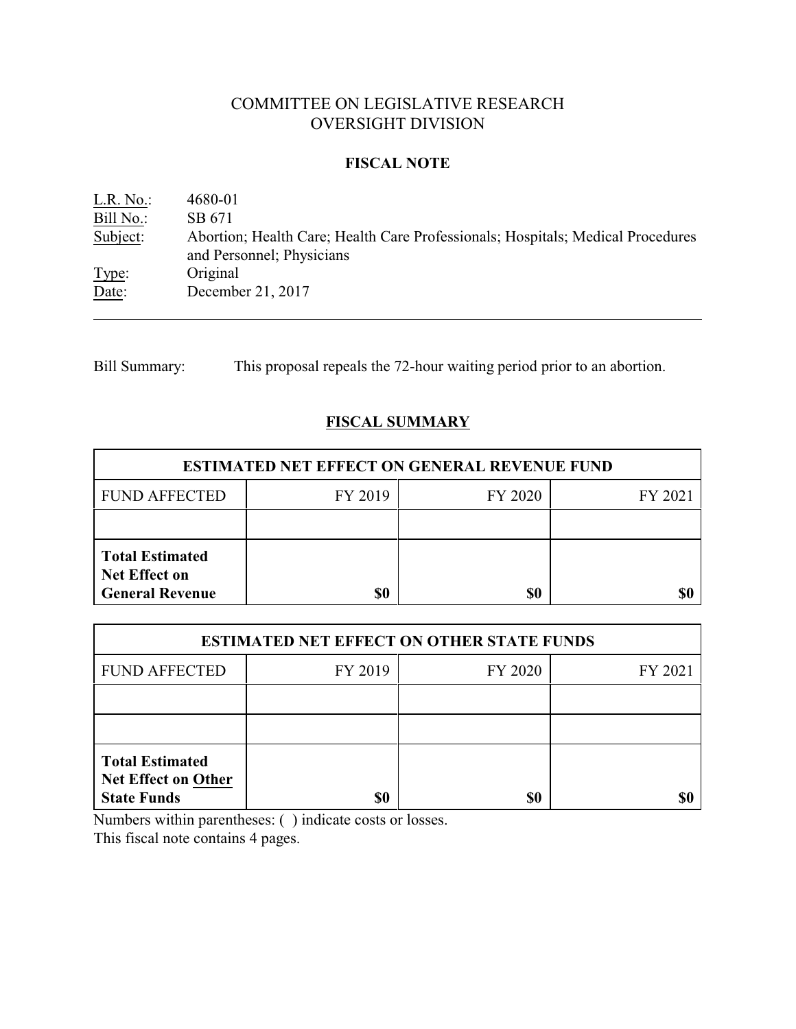# COMMITTEE ON LEGISLATIVE RESEARCH
# OVERSIGHT DIVISION

## FISCAL NOTE

L.R. No.: 4680-01
Bill No.: SB 671
Subject: Abortion; Health Care; Health Care Professionals; Hospitals; Medical Procedures and Personnel; Physicians
Type: Original
Date: December 21, 2017

---

Bill Summary: This proposal repeals the 72-hour waiting period prior to an abortion.

## FISCAL SUMMARY

| ESTIMATED NET EFFECT ON GENERAL REVENUE FUND | | | |
|---|---|---|---|
| FUND AFFECTED | FY 2019 | FY 2020 | FY 2021 |
| | | | |
| **Total Estimated Net Effect on General Revenue** | **$0** | **$0** | **$0** |

| ESTIMATED NET EFFECT ON OTHER STATE FUNDS | | | |
|---|---|---|---|
| FUND AFFECTED | FY 2019 | FY 2020 | FY 2021 |
| | | | |
| | | | |
| **Total Estimated Net Effect on Other State Funds** | **$0** | **$0** | **$0** |

Numbers within parentheses: ( ) indicate costs or losses.
This fiscal note contains 4 pages.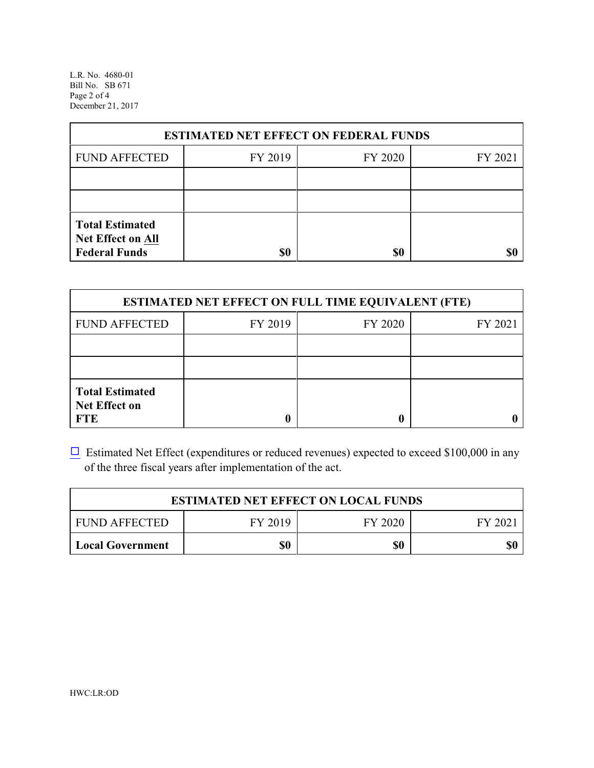| ESTIMATED NET EFFECT ON FEDERAL FUNDS | | | |
|---|---|---|---|
| FUND AFFECTED | FY 2019 | FY 2020 | FY 2021 |
| | | | |
| | | | |
| **Total Estimated Net Effect on All Federal Funds** | **$0** | **$0** | **$0** |

| ESTIMATED NET EFFECT ON FULL TIME EQUIVALENT (FTE) | | | |
|---|---|---|---|
| FUND AFFECTED | FY 2019 | FY 2020 | FY 2021 |
| | | | |
| | | | |
| **Total Estimated Net Effect on FTE** | **0** | **0** | **0** |

☐ Estimated Net Effect (expenditures or reduced revenues) expected to exceed $100,000 in any of the three fiscal years after implementation of the act.

| ESTIMATED NET EFFECT ON LOCAL FUNDS | | | |
|---|---|---|---|
| FUND AFFECTED | FY 2019 | FY 2020 | FY 2021 |
| **Local Government** | **$0** | **$0** | **$0** |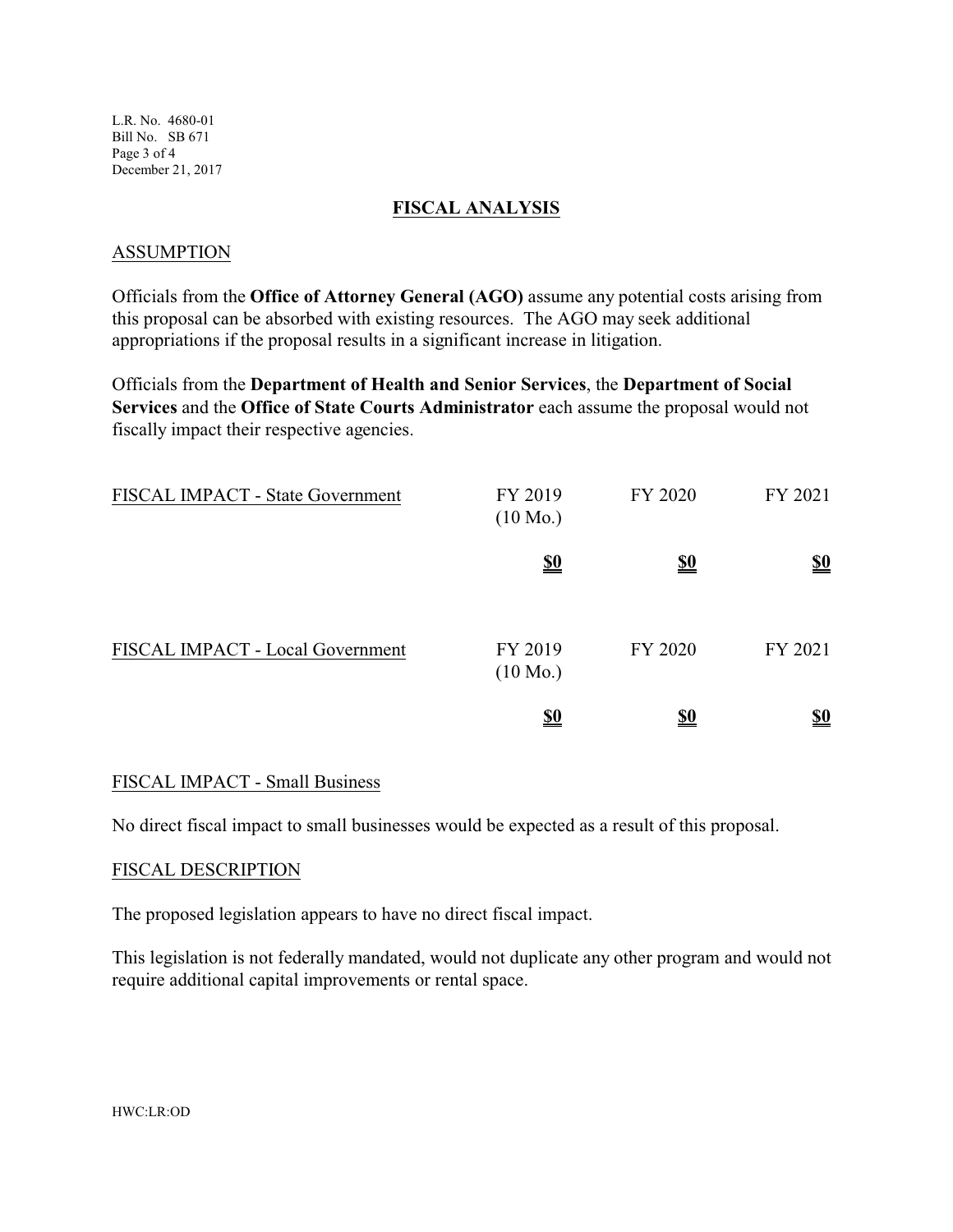## FISCAL ANALYSIS

### ASSUMPTION

Officials from the **Office of Attorney General (AGO)** assume any potential costs arising from this proposal can be absorbed with existing resources. The AGO may seek additional appropriations if the proposal results in a significant increase in litigation.

Officials from the **Department of Health and Senior Services**, the **Department of Social Services** and the **Office of State Courts Administrator** each assume the proposal would not fiscally impact their respective agencies.

| FISCAL IMPACT - State Government | FY 2019 (10 Mo.) | FY 2020 | FY 2021 |
|---|---|---|---|
| | **$0** | **$0** | **$0** |

| FISCAL IMPACT - Local Government | FY 2019 (10 Mo.) | FY 2020 | FY 2021 |
|---|---|---|---|
| | **$0** | **$0** | **$0** |

### FISCAL IMPACT - Small Business

No direct fiscal impact to small businesses would be expected as a result of this proposal.

### FISCAL DESCRIPTION

The proposed legislation appears to have no direct fiscal impact.

This legislation is not federally mandated, would not duplicate any other program and would not require additional capital improvements or rental space.

HWC:LR:OD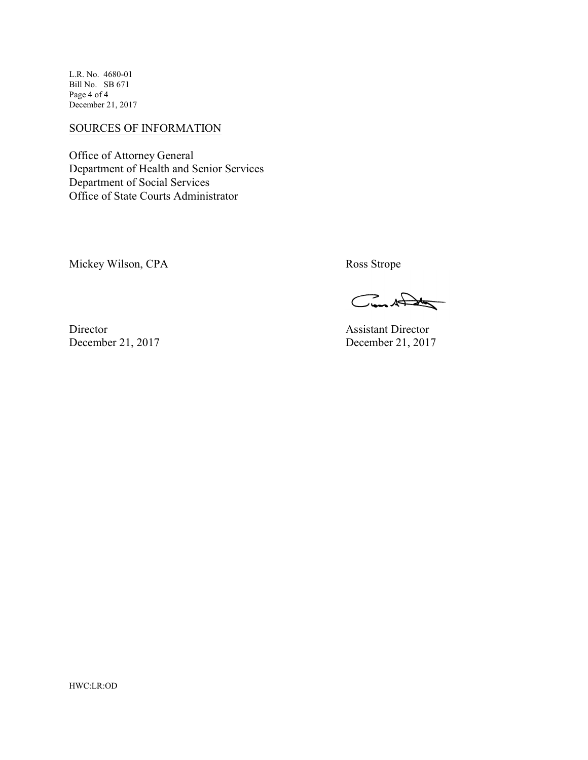## SOURCES OF INFORMATION

Office of Attorney General
Department of Health and Senior Services
Department of Social Services
Office of State Courts Administrator

| | |
|---|---|
| Mickey Wilson, CPA | Ross Strope |
| Director | Assistant Director |
| December 21, 2017 | December 21, 2017 |

HWC:LR:OD